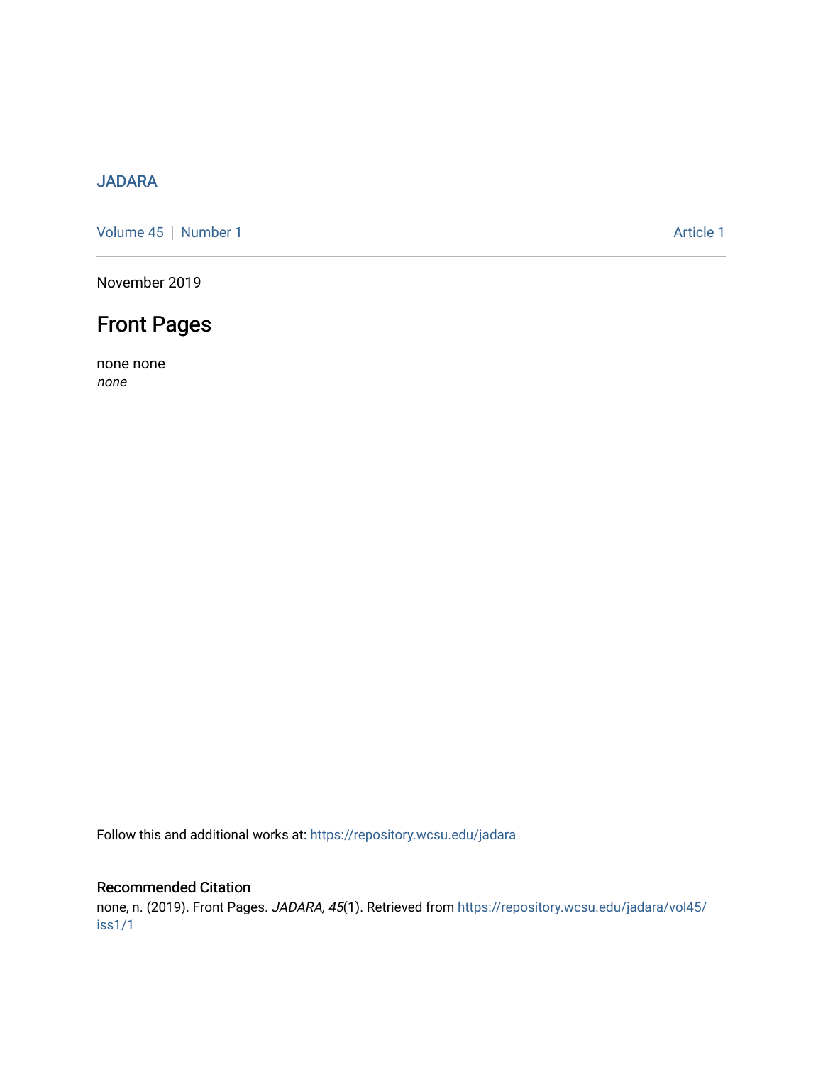JADARA

Volume 45 | Number 1 Article 1

November 2019

# Front Pages

none none
*none*

Follow this and additional works at: https://repository.wcsu.edu/jadara

## Recommended Citation

none, n. (2019). Front Pages. *JADARA, 45*(1). Retrieved from https://repository.wcsu.edu/jadara/vol45/iss1/1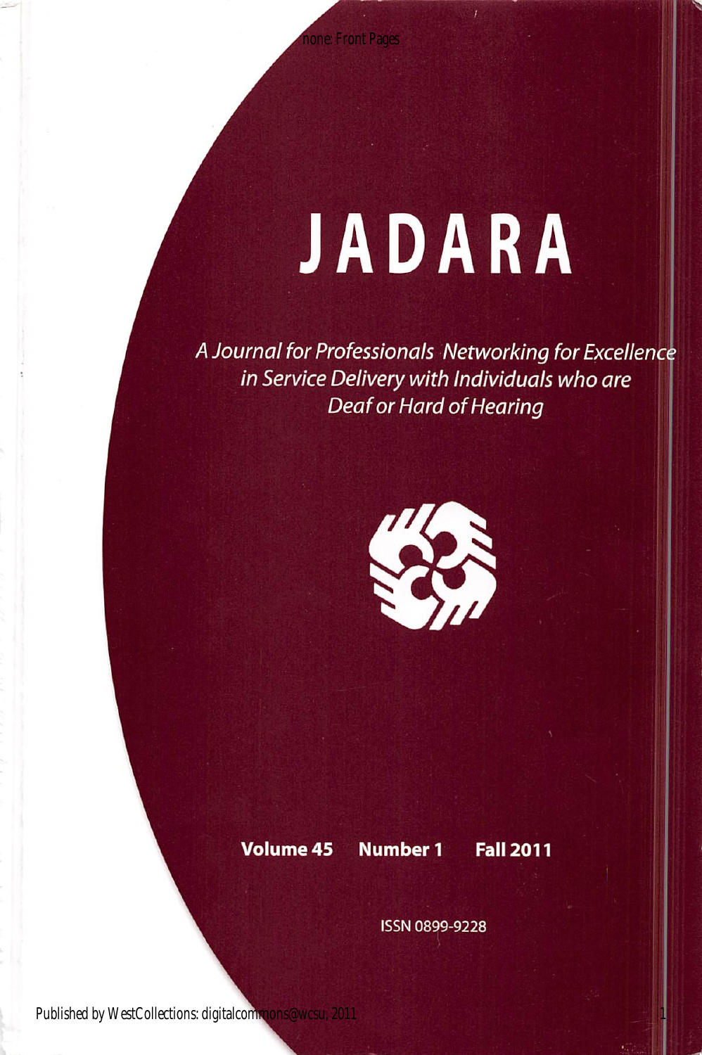# JADARA

*A Journal for Professionals Networking for Excellence in Service Delivery with Individuals who are Deaf or Hard of Hearing*

**Volume 45 Number 1 Fall 2011**

ISSN 0899-9228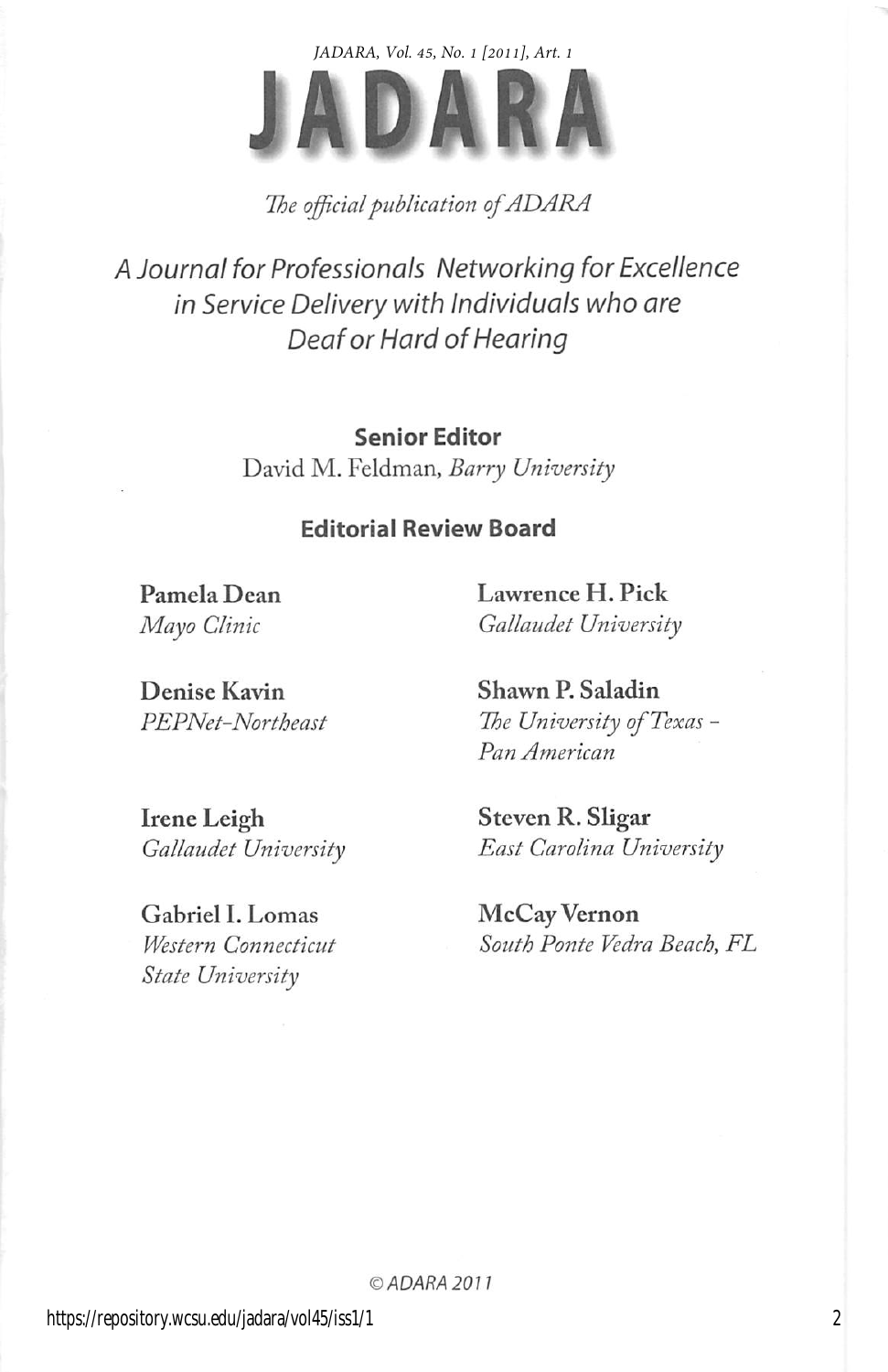# JADARA

*The official publication of ADARA*

*A Journal for Professionals Networking for Excellence in Service Delivery with Individuals who are Deaf or Hard of Hearing*

## Senior Editor

David M. Feldman, *Barry University*

## Editorial Review Board

**Pamela Dean**
*Mayo Clinic*

**Denise Kavin**
*PEPNet-Northeast*

**Irene Leigh**
*Gallaudet University*

**Gabriel I. Lomas**
*Western Connecticut State University*

**Lawrence H. Pick**
*Gallaudet University*

**Shawn P. Saladin**
*The University of Texas - Pan American*

**Steven R. Sligar**
*East Carolina University*

**McCay Vernon**
*South Ponte Vedra Beach, FL*

© ADARA 2011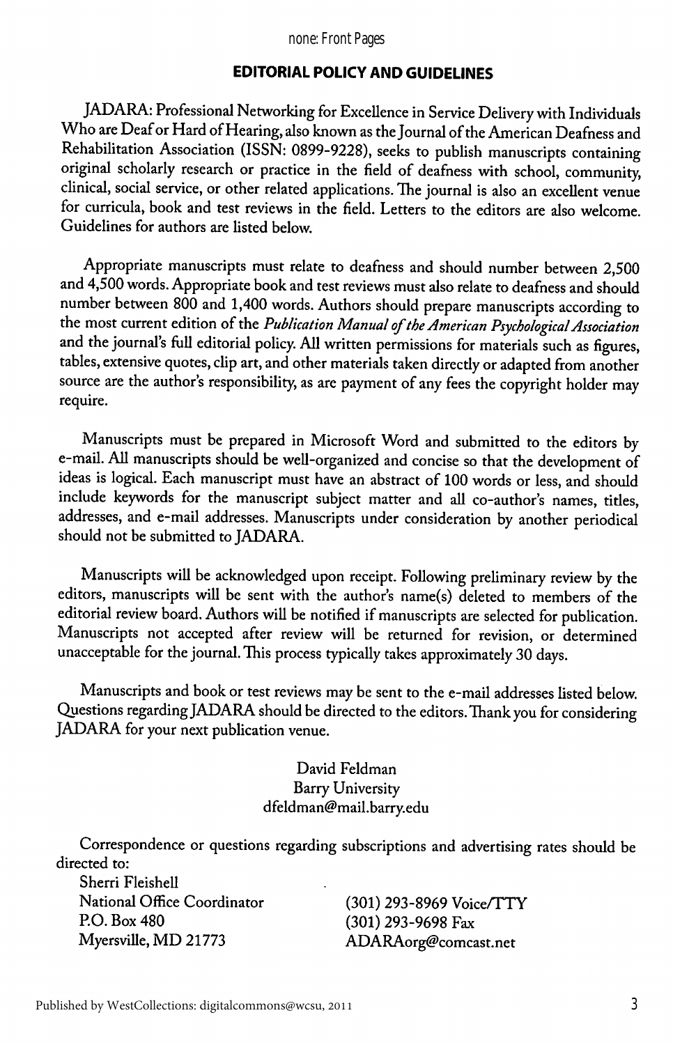## EDITORIAL POLICY AND GUIDELINES

JADARA: Professional Networking for Excellence in Service Delivery with Individuals Who are Deaf or Hard of Hearing, also known as the Journal of the American Deafness and Rehabilitation Association (ISSN: 0899-9228), seeks to publish manuscripts containing original scholarly research or practice in the field of deafness with school, community, clinical, social service, or other related applications. The journal is also an excellent venue for curricula, book and test reviews in the field. Letters to the editors are also welcome. Guidelines for authors are listed below.

Appropriate manuscripts must relate to deafness and should number between 2,500 and 4,500 words. Appropriate book and test reviews must also relate to deafness and should number between 800 and 1,400 words. Authors should prepare manuscripts according to the most current edition of the *Publication Manual of the American Psychological Association* and the journal's full editorial policy. All written permissions for materials such as figures, tables, extensive quotes, clip art, and other materials taken directly or adapted from another source are the author's responsibility, as are payment of any fees the copyright holder may require.

Manuscripts must be prepared in Microsoft Word and submitted to the editors by e-mail. All manuscripts should be well-organized and concise so that the development of ideas is logical. Each manuscript must have an abstract of 100 words or less, and should include keywords for the manuscript subject matter and all co-author's names, titles, addresses, and e-mail addresses. Manuscripts under consideration by another periodical should not be submitted to JADARA.

Manuscripts will be acknowledged upon receipt. Following preliminary review by the editors, manuscripts will be sent with the author's name(s) deleted to members of the editorial review board. Authors will be notified if manuscripts are selected for publication. Manuscripts not accepted after review will be returned for revision, or determined unacceptable for the journal. This process typically takes approximately 30 days.

Manuscripts and book or test reviews may be sent to the e-mail addresses listed below. Questions regarding JADARA should be directed to the editors. Thank you for considering JADARA for your next publication venue.

David Feldman
Barry University
dfeldman@mail.barry.edu

Correspondence or questions regarding subscriptions and advertising rates should be directed to:

Sherri Fleishell
National Office Coordinator
P.O. Box 480
Myersville, MD 21773

(301) 293-8969 Voice/TTY
(301) 293-9698 Fax
ADARAorg@comcast.net